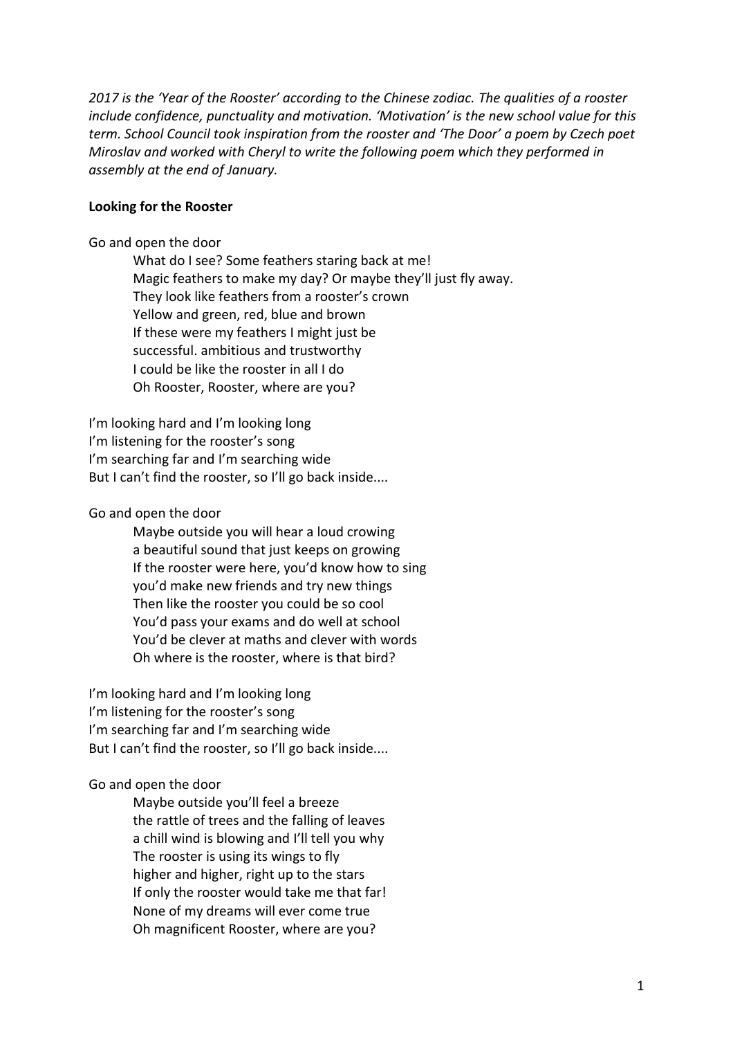*2017 is the 'Year of the Rooster' according to the Chinese zodiac. The qualities of a rooster include confidence, punctuality and motivation. 'Motivation' is the new school value for this term. School Council took inspiration from the rooster and 'The Door' a poem by Czech poet Miroslav and worked with Cheryl to write the following poem which they performed in assembly at the end of January.*

**Looking for the Rooster**

Go and open the door

> What do I see? Some feathers staring back at me!
> Magic feathers to make my day? Or maybe they'll just fly away.
> They look like feathers from a rooster's crown
> Yellow and green, red, blue and brown
> If these were my feathers I might just be
> successful. ambitious and trustworthy
> I could be like the rooster in all I do
> Oh Rooster, Rooster, where are you?

I'm looking hard and I'm looking long
I'm listening for the rooster's song
I'm searching far and I'm searching wide
But I can't find the rooster, so I'll go back inside....

Go and open the door

> Maybe outside you will hear a loud crowing
> a beautiful sound that just keeps on growing
> If the rooster were here, you'd know how to sing
> you'd make new friends and try new things
> Then like the rooster you could be so cool
> You'd pass your exams and do well at school
> You'd be clever at maths and clever with words
> Oh where is the rooster, where is that bird?

I'm looking hard and I'm looking long
I'm listening for the rooster's song
I'm searching far and I'm searching wide
But I can't find the rooster, so I'll go back inside....

Go and open the door

> Maybe outside you'll feel a breeze
> the rattle of trees and the falling of leaves
> a chill wind is blowing and I'll tell you why
> The rooster is using its wings to fly
> higher and higher, right up to the stars
> If only the rooster would take me that far!
> None of my dreams will ever come true
> Oh magnificent Rooster, where are you?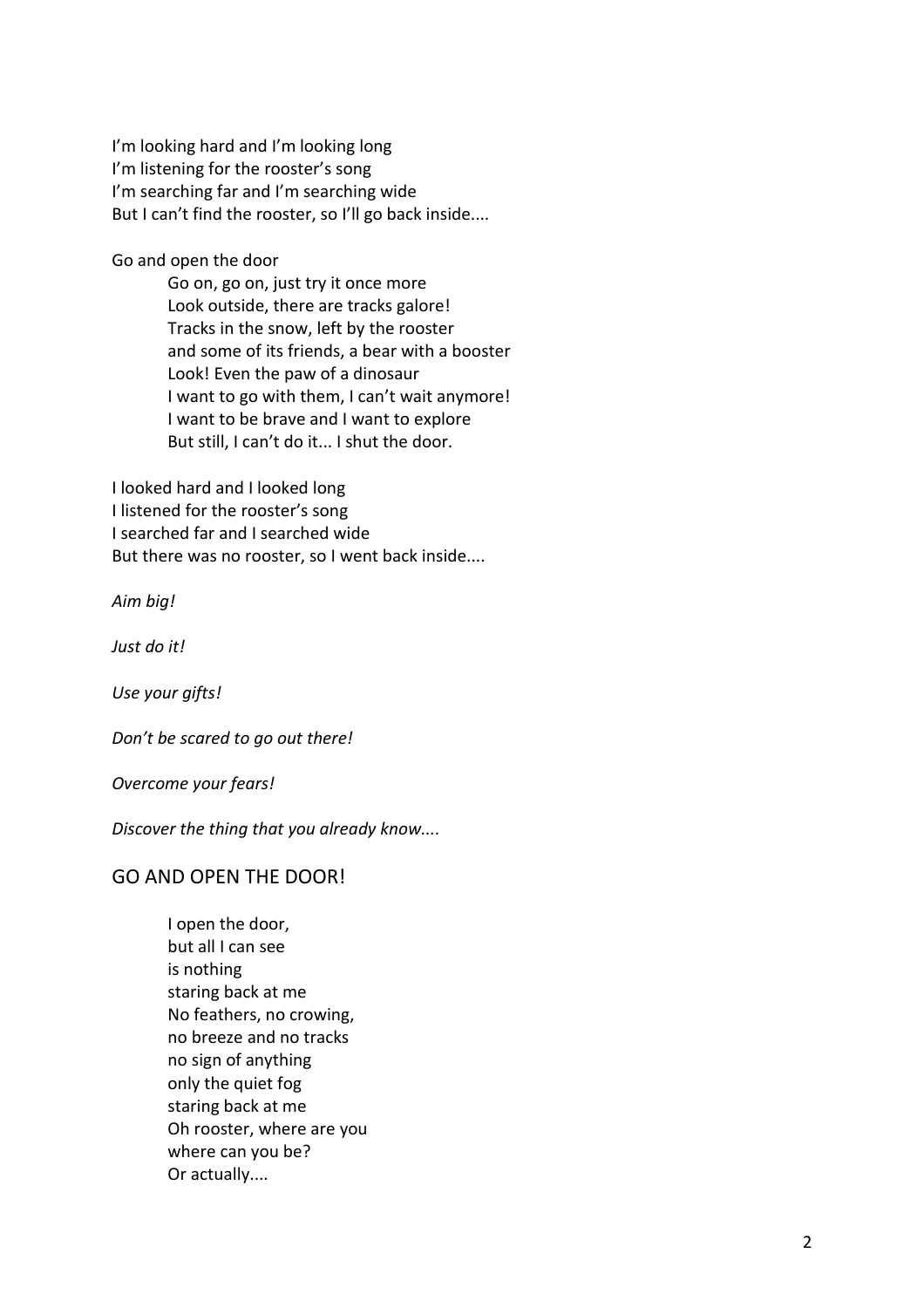I'm looking hard and I'm looking long
I'm listening for the rooster's song
I'm searching far and I'm searching wide
But I can't find the rooster, so I'll go back inside....

Go and open the door

> Go on, go on, just try it once more
> Look outside, there are tracks galore!
> Tracks in the snow, left by the rooster
> and some of its friends, a bear with a booster
> Look! Even the paw of a dinosaur
> I want to go with them, I can't wait anymore!
> I want to be brave and I want to explore
> But still, I can't do it... I shut the door.

I looked hard and I looked long
I listened for the rooster's song
I searched far and I searched wide
But there was no rooster, so I went back inside....

*Aim big!*

*Just do it!*

*Use your gifts!*

*Don't be scared to go out there!*

*Overcome your fears!*

*Discover the thing that you already know....*

## GO AND OPEN THE DOOR!

> I open the door,
> but all I can see
> is nothing
> staring back at me
> No feathers, no crowing,
> no breeze and no tracks
> no sign of anything
> only the quiet fog
> staring back at me
> Oh rooster, where are you
> where can you be?
> Or actually....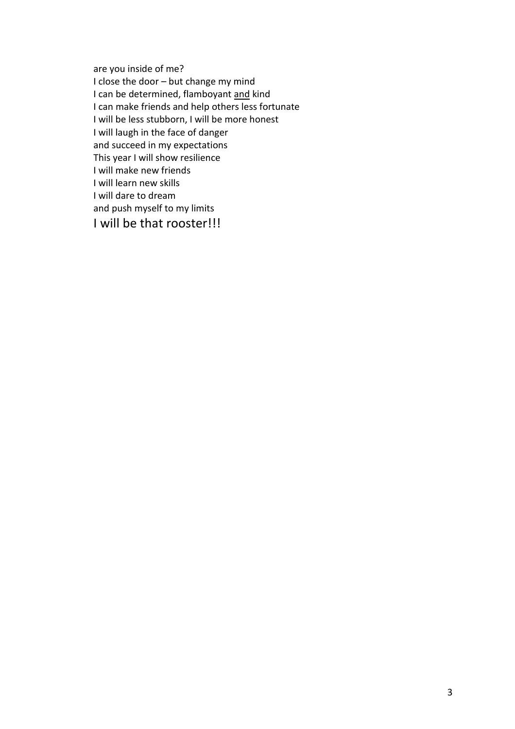are you inside of me?  
I close the door – but change my mind  
I can be determined, flamboyant <u>and</u> kind  
I can make friends and help others less fortunate  
I will be less stubborn, I will be more honest  
I will laugh in the face of danger  
and succeed in my expectations  
This year I will show resilience  
I will make new friends  
I will learn new skills  
I will dare to dream  
and push myself to my limits  
I will be that rooster!!!